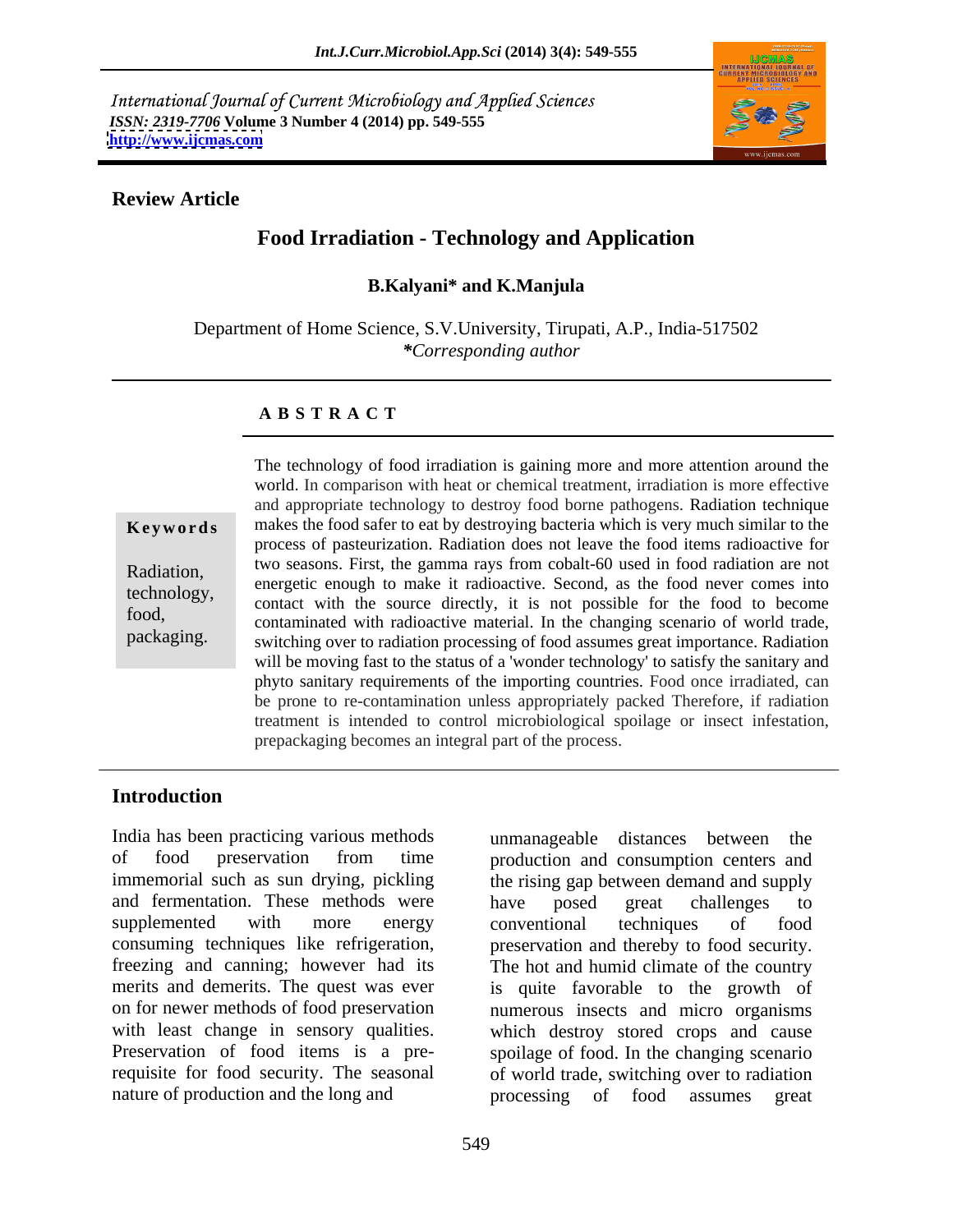International Journal of Current Microbiology and Applied Sciences
*ISSN: 2319-7706* **Volume 3 Number 4 (2014) pp. 549-555**
**http://www.ijcmas.com**

**Review Article**

# Food Irradiation - Technology and Application

**B.Kalyani\* and K.Manjula**

Department of Home Science, S.V.University, Tirupati, A.P., India-517502
*\*Corresponding author*

## A B S T R A C T

**Keywords**

Radiation, technology, food, packaging.

The technology of food irradiation is gaining more and more attention around the world. In comparison with heat or chemical treatment, irradiation is more effective and appropriate technology to destroy food borne pathogens. Radiation technique makes the food safer to eat by destroying bacteria which is very much similar to the process of pasteurization. Radiation does not leave the food items radioactive for two seasons. First, the gamma rays from cobalt-60 used in food radiation are not energetic enough to make it radioactive. Second, as the food never comes into contact with the source directly, it is not possible for the food to become contaminated with radioactive material. In the changing scenario of world trade, switching over to radiation processing of food assumes great importance. Radiation will be moving fast to the status of a 'wonder technology' to satisfy the sanitary and phyto sanitary requirements of the importing countries. Food once irradiated, can be prone to re-contamination unless appropriately packed Therefore, if radiation treatment is intended to control microbiological spoilage or insect infestation, prepackaging becomes an integral part of the process.

## Introduction

India has been practicing various methods of food preservation from time immemorial such as sun drying, pickling and fermentation. These methods were supplemented with more energy consuming techniques like refrigeration, freezing and canning; however had its merits and demerits. The quest was ever on for newer methods of food preservation with least change in sensory qualities. Preservation of food items is a pre-requisite for food security. The seasonal nature of production and the long and unmanageable distances between the production and consumption centers and the rising gap between demand and supply have posed great challenges to conventional techniques of food preservation and thereby to food security. The hot and humid climate of the country is quite favorable to the growth of numerous insects and micro organisms which destroy stored crops and cause spoilage of food. In the changing scenario of world trade, switching over to radiation processing of food assumes great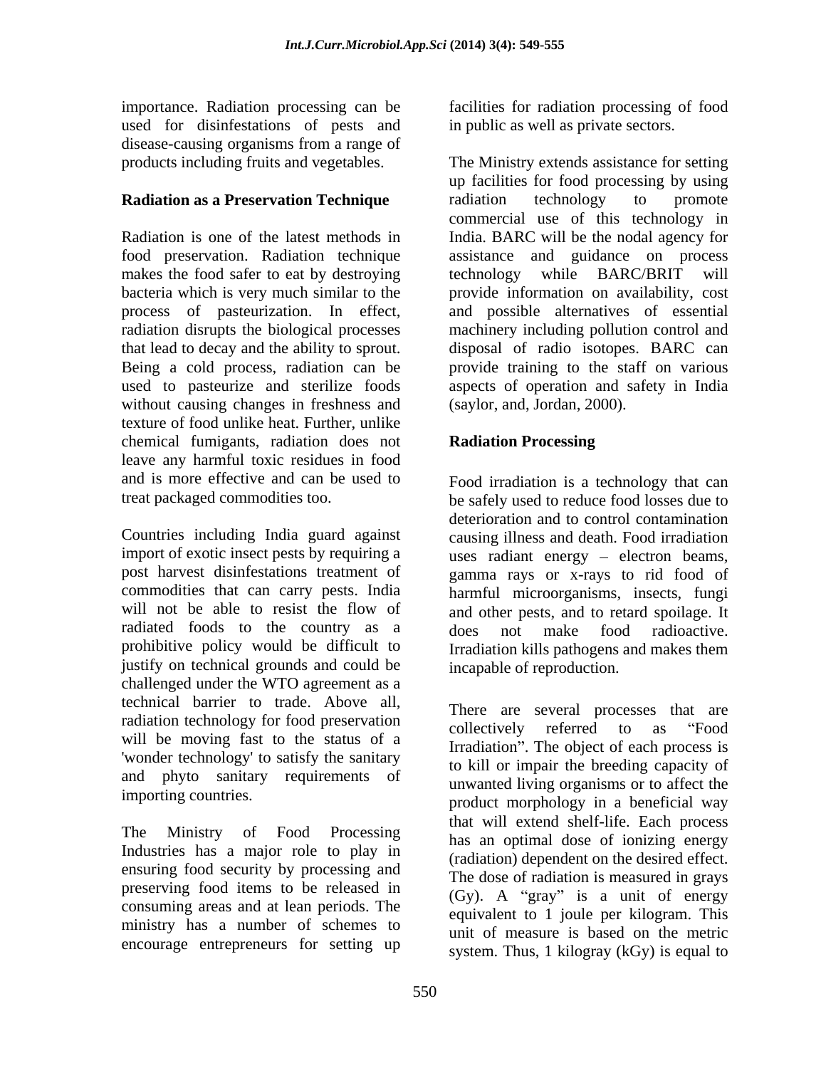importance. Radiation processing can be used for disinfestations of pests and disease-causing organisms from a range of products including fruits and vegetables.

## Radiation as a Preservation Technique

Radiation is one of the latest methods in food preservation. Radiation technique makes the food safer to eat by destroying bacteria which is very much similar to the process of pasteurization. In effect, radiation disrupts the biological processes that lead to decay and the ability to sprout. Being a cold process, radiation can be used to pasteurize and sterilize foods without causing changes in freshness and texture of food unlike heat. Further, unlike chemical fumigants, radiation does not leave any harmful toxic residues in food and is more effective and can be used to treat packaged commodities too.

Countries including India guard against import of exotic insect pests by requiring a post harvest disinfestations treatment of commodities that can carry pests. India will not be able to resist the flow of radiated foods to the country as a prohibitive policy would be difficult to justify on technical grounds and could be challenged under the WTO agreement as a technical barrier to trade. Above all, radiation technology for food preservation will be moving fast to the status of a 'wonder technology' to satisfy the sanitary and phyto sanitary requirements of importing countries.

The Ministry of Food Processing Industries has a major role to play in ensuring food security by processing and preserving food items to be released in consuming areas and at lean periods. The ministry has a number of schemes to encourage entrepreneurs for setting up facilities for radiation processing of food in public as well as private sectors.

The Ministry extends assistance for setting up facilities for food processing by using radiation technology to promote commercial use of this technology in India. BARC will be the nodal agency for assistance and guidance on process technology while BARC/BRIT will provide information on availability, cost and possible alternatives of essential machinery including pollution control and disposal of radio isotopes. BARC can provide training to the staff on various aspects of operation and safety in India (saylor, and, Jordan, 2000).

## Radiation Processing

Food irradiation is a technology that can be safely used to reduce food losses due to deterioration and to control contamination causing illness and death. Food irradiation uses radiant energy – electron beams, gamma rays or x-rays to rid food of harmful microorganisms, insects, fungi and other pests, and to retard spoilage. It does not make food radioactive. Irradiation kills pathogens and makes them incapable of reproduction.

There are several processes that are collectively referred to as "Food Irradiation". The object of each process is to kill or impair the breeding capacity of unwanted living organisms or to affect the product morphology in a beneficial way that will extend shelf-life. Each process has an optimal dose of ionizing energy (radiation) dependent on the desired effect. The dose of radiation is measured in grays (Gy). A "gray" is a unit of energy equivalent to 1 joule per kilogram. This unit of measure is based on the metric system. Thus, 1 kilogray (kGy) is equal to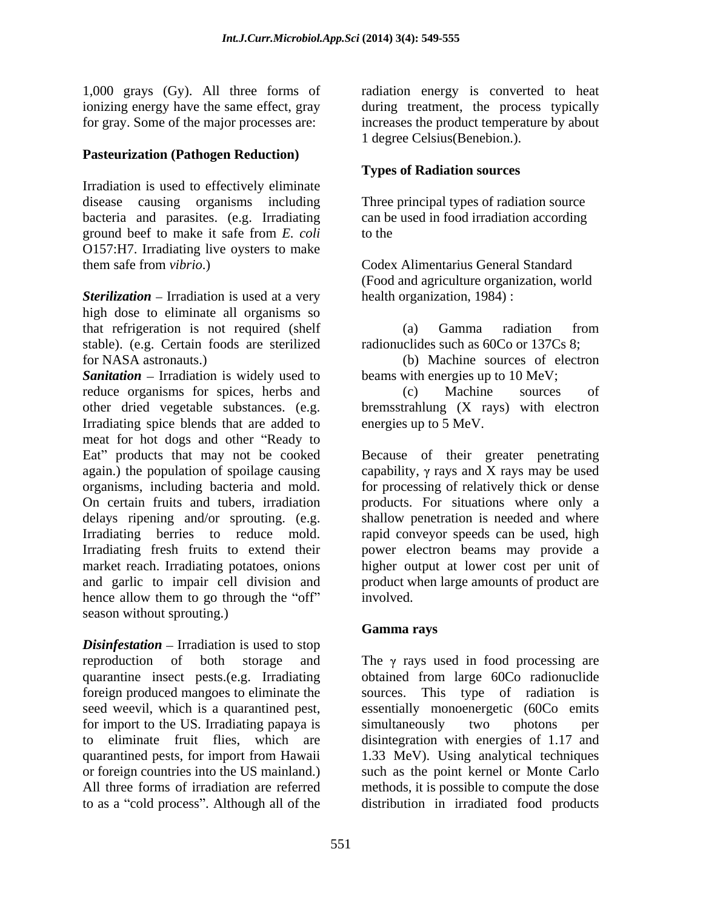1,000 grays (Gy). All three forms of ionizing energy have the same effect, gray for gray. Some of the major processes are:

**Pasteurization (Pathogen Reduction)**

Irradiation is used to effectively eliminate disease causing organisms including bacteria and parasites. (e.g. Irradiating ground beef to make it safe from *E. coli* O157:H7. Irradiating live oysters to make them safe from *vibrio*.)

***Sterilization*** – Irradiation is used at a very high dose to eliminate all organisms so that refrigeration is not required (shelf stable). (e.g. Certain foods are sterilized for NASA astronauts.)

***Sanitation*** – Irradiation is widely used to reduce organisms for spices, herbs and other dried vegetable substances. (e.g. Irradiating spice blends that are added to meat for hot dogs and other "Ready to Eat" products that may not be cooked again.) the population of spoilage causing organisms, including bacteria and mold. On certain fruits and tubers, irradiation delays ripening and/or sprouting. (e.g. Irradiating berries to reduce mold. Irradiating fresh fruits to extend their market reach. Irradiating potatoes, onions and garlic to impair cell division and hence allow them to go through the "off" season without sprouting.)

***Disinfestation*** – Irradiation is used to stop reproduction of both storage and quarantine insect pests.(e.g. Irradiating foreign produced mangoes to eliminate the seed weevil, which is a quarantined pest, for import to the US. Irradiating papaya is to eliminate fruit flies, which are quarantined pests, for import from Hawaii or foreign countries into the US mainland.) All three forms of irradiation are referred to as a "cold process". Although all of the radiation energy is converted to heat during treatment, the process typically increases the product temperature by about 1 degree Celsius(Benebion.).

**Types of Radiation sources**

Three principal types of radiation source can be used in food irradiation according to the

Codex Alimentarius General Standard (Food and agriculture organization, world health organization, 1984) :

(a) Gamma radiation from radionuclides such as 60Co or 137Cs 8;

(b) Machine sources of electron beams with energies up to 10 MeV;

(c) Machine sources of bremsstrahlung (X rays) with electron energies up to 5 MeV.

Because of their greater penetrating capability, $\gamma$ rays and X rays may be used for processing of relatively thick or dense products. For situations where only a shallow penetration is needed and where rapid conveyor speeds can be used, high power electron beams may provide a higher output at lower cost per unit of product when large amounts of product are involved.

**Gamma rays**

The $\gamma$ rays used in food processing are obtained from large 60Co radionuclide sources. This type of radiation is essentially monoenergetic (60Co emits simultaneously two photons per disintegration with energies of 1.17 and 1.33 MeV). Using analytical techniques such as the point kernel or Monte Carlo methods, it is possible to compute the dose distribution in irradiated food products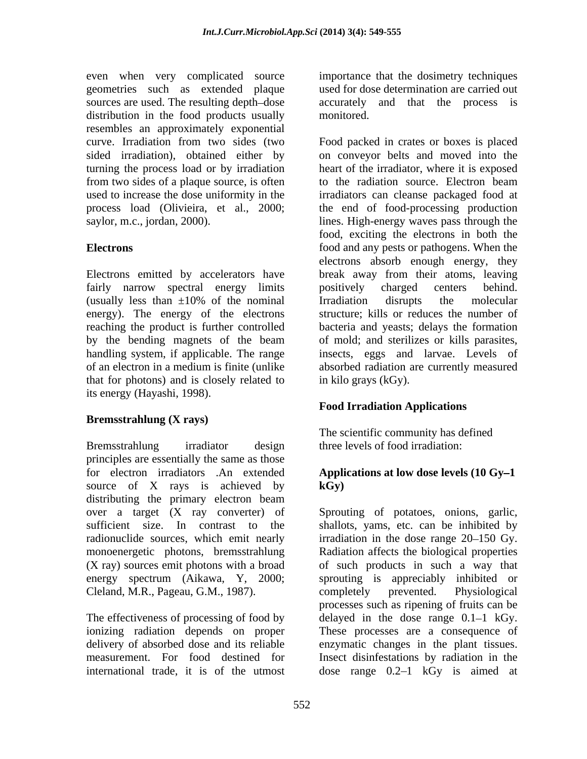even when very complicated source geometries such as extended plaque sources are used. The resulting depth–dose distribution in the food products usually resembles an approximately exponential curve. Irradiation from two sides (two sided irradiation), obtained either by turning the process load or by irradiation from two sides of a plaque source, is often used to increase the dose uniformity in the process load (Olivieira, et al., 2000; saylor, m.c., jordan, 2000).

### Electrons

Electrons emitted by accelerators have fairly narrow spectral energy limits (usually less than ±10% of the nominal energy). The energy of the electrons reaching the product is further controlled by the bending magnets of the beam handling system, if applicable. The range of an electron in a medium is finite (unlike that for photons) and is closely related to its energy (Hayashi, 1998).

### Bremsstrahlung (X rays)

Bremsstrahlung irradiator design principles are essentially the same as those for electron irradiators .An extended source of X rays is achieved by distributing the primary electron beam over a target (X ray converter) of sufficient size. In contrast to the radionuclide sources, which emit nearly monoenergetic photons, bremsstrahlung (X ray) sources emit photons with a broad energy spectrum (Aikawa, Y, 2000; Cleland, M.R., Pageau, G.M., 1987).

The effectiveness of processing of food by ionizing radiation depends on proper delivery of absorbed dose and its reliable measurement. For food destined for international trade, it is of the utmost importance that the dosimetry techniques used for dose determination are carried out accurately and that the process is monitored.

Food packed in crates or boxes is placed on conveyor belts and moved into the heart of the irradiator, where it is exposed to the radiation source. Electron beam irradiators can cleanse packaged food at the end of food-processing production lines. High-energy waves pass through the food, exciting the electrons in both the food and any pests or pathogens. When the electrons absorb enough energy, they break away from their atoms, leaving positively charged centers behind. Irradiation disrupts the molecular structure; kills or reduces the number of bacteria and yeasts; delays the formation of mold; and sterilizes or kills parasites, insects, eggs and larvae. Levels of absorbed radiation are currently measured in kilo grays (kGy).

## Food Irradiation Applications

The scientific community has defined three levels of food irradiation:

### Applications at low dose levels (10 Gy–1 kGy)

Sprouting of potatoes, onions, garlic, shallots, yams, etc. can be inhibited by irradiation in the dose range 20–150 Gy. Radiation affects the biological properties of such products in such a way that sprouting is appreciably inhibited or completely prevented. Physiological processes such as ripening of fruits can be delayed in the dose range 0.1–1 kGy. These processes are a consequence of enzymatic changes in the plant tissues. Insect disinfestations by radiation in the dose range 0.2–1 kGy is aimed at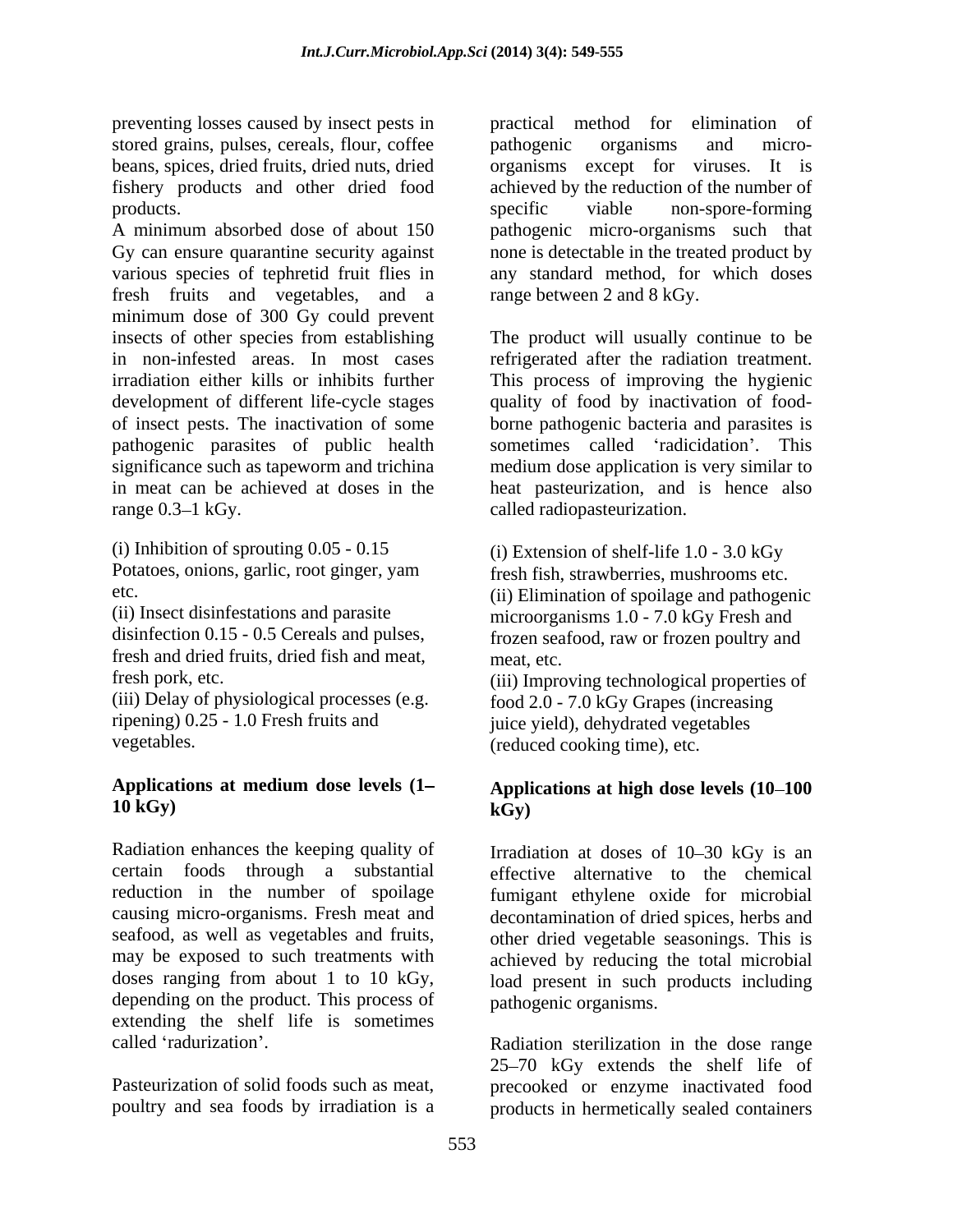preventing losses caused by insect pests in stored grains, pulses, cereals, flour, coffee beans, spices, dried fruits, dried nuts, dried fishery products and other dried food products.

A minimum absorbed dose of about 150 Gy can ensure quarantine security against various species of tephretid fruit flies in fresh fruits and vegetables, and a minimum dose of 300 Gy could prevent insects of other species from establishing in non-infested areas. In most cases irradiation either kills or inhibits further development of different life-cycle stages of insect pests. The inactivation of some pathogenic parasites of public health significance such as tapeworm and trichina in meat can be achieved at doses in the range 0.3–1 kGy.

(i) Inhibition of sprouting 0.05 - 0.15 Potatoes, onions, garlic, root ginger, yam etc.
(ii) Insect disinfestations and parasite disinfection 0.15 - 0.5 Cereals and pulses, fresh and dried fruits, dried fish and meat, fresh pork, etc.
(iii) Delay of physiological processes (e.g. ripening) 0.25 - 1.0 Fresh fruits and vegetables.

## Applications at medium dose levels (1–10 kGy)

Radiation enhances the keeping quality of certain foods through a substantial reduction in the number of spoilage causing micro-organisms. Fresh meat and seafood, as well as vegetables and fruits, may be exposed to such treatments with doses ranging from about 1 to 10 kGy, depending on the product. This process of extending the shelf life is sometimes called 'radurization'.

Pasteurization of solid foods such as meat, poultry and sea foods by irradiation is a practical method for elimination of pathogenic organisms and micro-organisms except for viruses. It is achieved by the reduction of the number of specific viable non-spore-forming pathogenic micro-organisms such that none is detectable in the treated product by any standard method, for which doses range between 2 and 8 kGy.

The product will usually continue to be refrigerated after the radiation treatment. This process of improving the hygienic quality of food by inactivation of food-borne pathogenic bacteria and parasites is sometimes called 'radicidation'. This medium dose application is very similar to heat pasteurization, and is hence also called radiopasteurization.

(i) Extension of shelf-life 1.0 - 3.0 kGy fresh fish, strawberries, mushrooms etc.
(ii) Elimination of spoilage and pathogenic microorganisms 1.0 - 7.0 kGy Fresh and frozen seafood, raw or frozen poultry and meat, etc.
(iii) Improving technological properties of food 2.0 - 7.0 kGy Grapes (increasing juice yield), dehydrated vegetables (reduced cooking time), etc.

## Applications at high dose levels (10–100 kGy)

Irradiation at doses of 10–30 kGy is an effective alternative to the chemical fumigant ethylene oxide for microbial decontamination of dried spices, herbs and other dried vegetable seasonings. This is achieved by reducing the total microbial load present in such products including pathogenic organisms.

Radiation sterilization in the dose range 25–70 kGy extends the shelf life of precooked or enzyme inactivated food products in hermetically sealed containers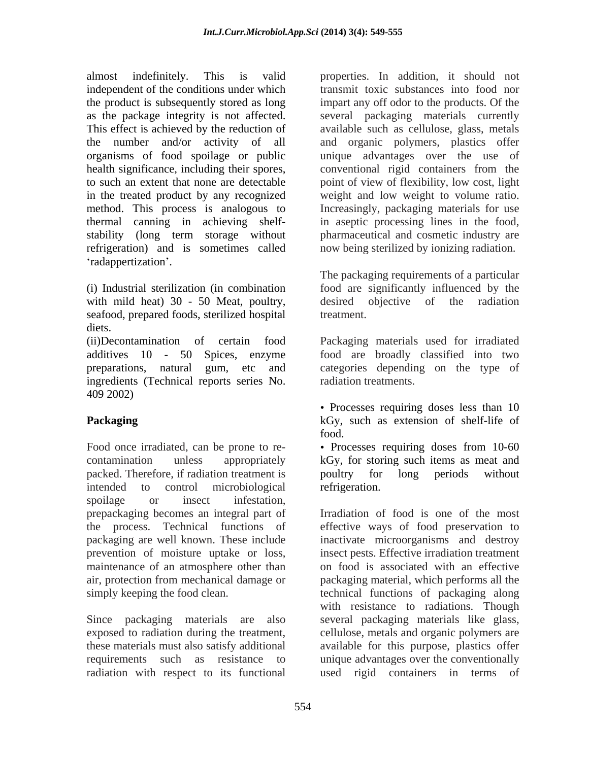almost indefinitely. This is valid independent of the conditions under which the product is subsequently stored as long as the package integrity is not affected. This effect is achieved by the reduction of the number and/or activity of all organisms of food spoilage or public health significance, including their spores, to such an extent that none are detectable in the treated product by any recognized method. This process is analogous to thermal canning in achieving shelf-stability (long term storage without refrigeration) and is sometimes called 'radappertization'.

(i) Industrial sterilization (in combination with mild heat) 30 - 50 Meat, poultry, seafood, prepared foods, sterilized hospital diets.

(ii)Decontamination of certain food additives 10 - 50 Spices, enzyme preparations, natural gum, etc and ingredients (Technical reports series No. 409 2002)

## Packaging

Food once irradiated, can be prone to re-contamination unless appropriately packed. Therefore, if radiation treatment is intended to control microbiological spoilage or insect infestation, prepackaging becomes an integral part of the process. Technical functions of packaging are well known. These include prevention of moisture uptake or loss, maintenance of an atmosphere other than air, protection from mechanical damage or simply keeping the food clean.

Since packaging materials are also exposed to radiation during the treatment, these materials must also satisfy additional requirements such as resistance to radiation with respect to its functional properties. In addition, it should not transmit toxic substances into food nor impart any off odor to the products. Of the several packaging materials currently available such as cellulose, glass, metals and organic polymers, plastics offer unique advantages over the use of conventional rigid containers from the point of view of flexibility, low cost, light weight and low weight to volume ratio. Increasingly, packaging materials for use in aseptic processing lines in the food, pharmaceutical and cosmetic industry are now being sterilized by ionizing radiation.

The packaging requirements of a particular food are significantly influenced by the desired objective of the radiation treatment.

Packaging materials used for irradiated food are broadly classified into two categories depending on the type of radiation treatments.

- Processes requiring doses less than 10 kGy, such as extension of shelf-life of food.
- Processes requiring doses from 10-60 kGy, for storing such items as meat and poultry for long periods without refrigeration.

Irradiation of food is one of the most effective ways of food preservation to inactivate microorganisms and destroy insect pests. Effective irradiation treatment on food is associated with an effective packaging material, which performs all the technical functions of packaging along with resistance to radiations. Though several packaging materials like glass, cellulose, metals and organic polymers are available for this purpose, plastics offer unique advantages over the conventionally used rigid containers in terms of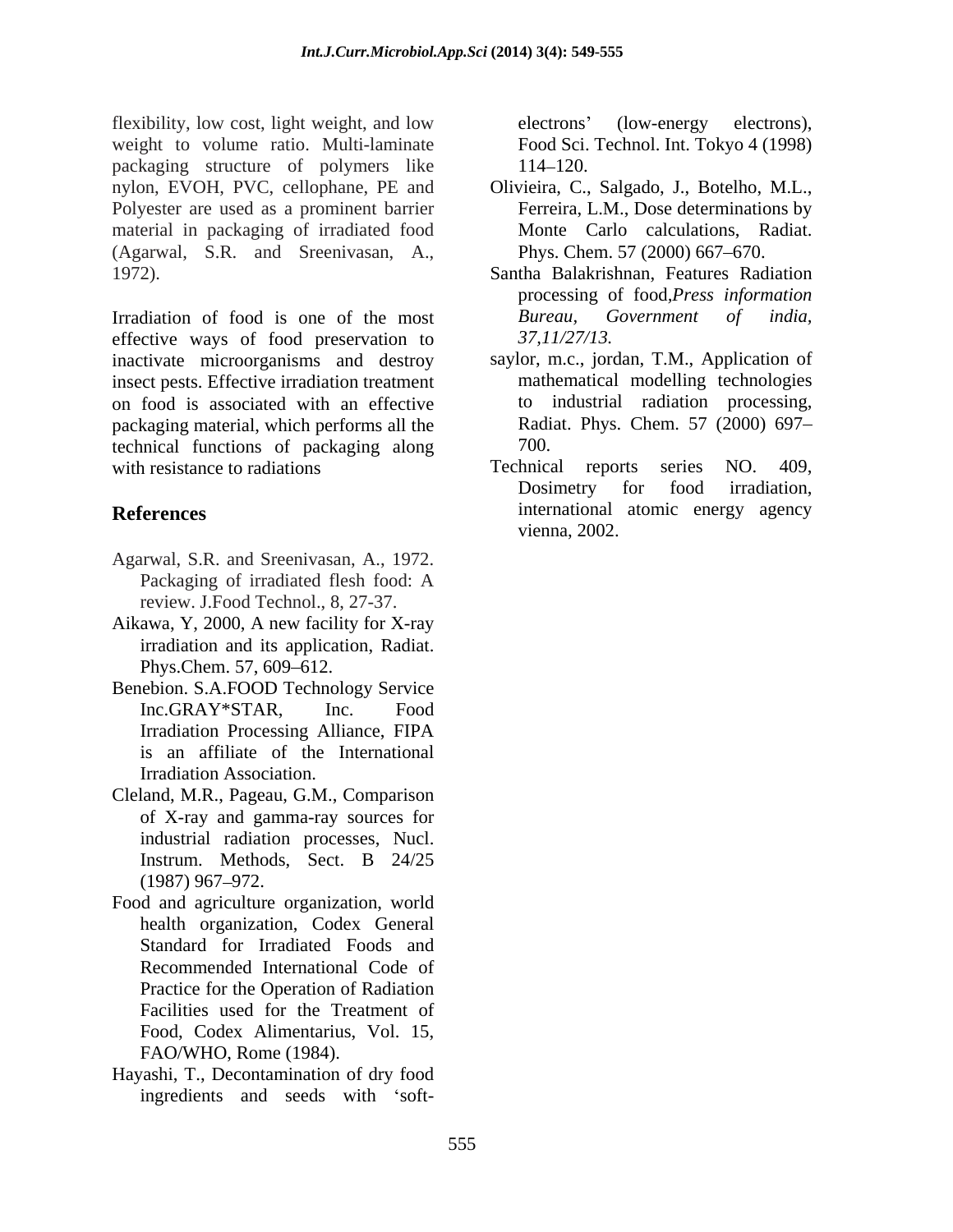flexibility, low cost, light weight, and low weight to volume ratio. Multi-laminate packaging structure of polymers like nylon, EVOH, PVC, cellophane, PE and Polyester are used as a prominent barrier material in packaging of irradiated food (Agarwal, S.R. and Sreenivasan, A., 1972).

Irradiation of food is one of the most effective ways of food preservation to inactivate microorganisms and destroy insect pests. Effective irradiation treatment on food is associated with an effective packaging material, which performs all the technical functions of packaging along with resistance to radiations

## References

Agarwal, S.R. and Sreenivasan, A., 1972. Packaging of irradiated flesh food: A review. J.Food Technol., 8, 27-37.

Aikawa, Y, 2000, A new facility for X-ray irradiation and its application, Radiat. Phys.Chem. 57, 609–612.

Benebion. S.A.FOOD Technology Service Inc.GRAY*STAR, Inc. Food Irradiation Processing Alliance, FIPA is an affiliate of the International Irradiation Association.

Cleland, M.R., Pageau, G.M., Comparison of X-ray and gamma-ray sources for industrial radiation processes, Nucl. Instrum. Methods, Sect. B 24/25 (1987) 967–972.

Food and agriculture organization, world health organization, Codex General Standard for Irradiated Foods and Recommended International Code of Practice for the Operation of Radiation Facilities used for the Treatment of Food, Codex Alimentarius, Vol. 15, FAO/WHO, Rome (1984).

Hayashi, T., Decontamination of dry food ingredients and seeds with 'soft-electrons' (low-energy electrons), Food Sci. Technol. Int. Tokyo 4 (1998) 114–120.

Olivieira, C., Salgado, J., Botelho, M.L., Ferreira, L.M., Dose determinations by Monte Carlo calculations, Radiat. Phys. Chem. 57 (2000) 667–670.

Santha Balakrishnan, Features Radiation processing of food,*Press information Bureau, Government of india, 37,11/27/13.*

saylor, m.c., jordan, T.M., Application of mathematical modelling technologies to industrial radiation processing, Radiat. Phys. Chem. 57 (2000) 697–700.

Technical reports series NO. 409, Dosimetry for food irradiation, international atomic energy agency vienna, 2002.